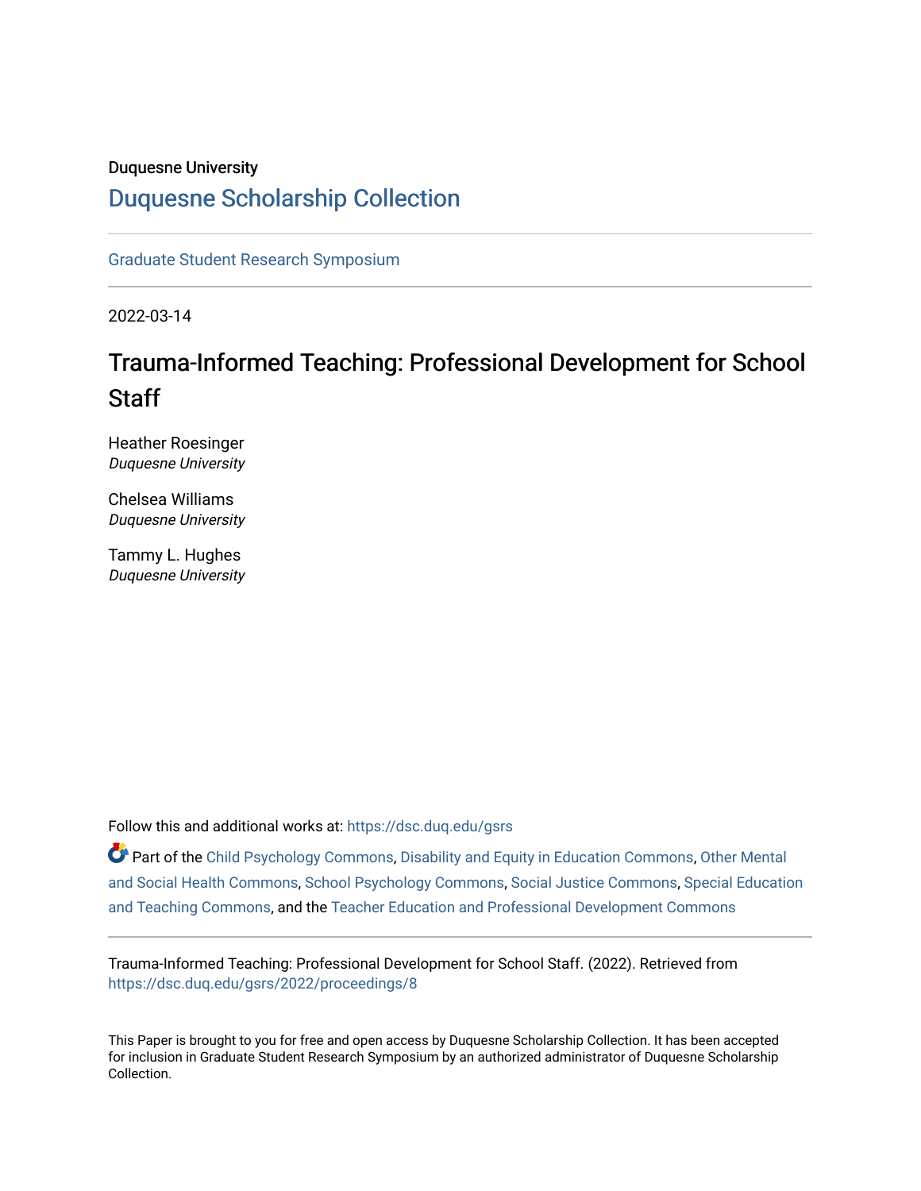Duquesne University

# Duquesne Scholarship Collection

Graduate Student Research Symposium

2022-03-14

## Trauma-Informed Teaching: Professional Development for School Staff

Heather Roesinger
*Duquesne University*

Chelsea Williams
*Duquesne University*

Tammy L. Hughes
*Duquesne University*

Follow this and additional works at: https://dsc.duq.edu/gsrs

Part of the Child Psychology Commons, Disability and Equity in Education Commons, Other Mental and Social Health Commons, School Psychology Commons, Social Justice Commons, Special Education and Teaching Commons, and the Teacher Education and Professional Development Commons

Trauma-Informed Teaching: Professional Development for School Staff. (2022). Retrieved from https://dsc.duq.edu/gsrs/2022/proceedings/8

This Paper is brought to you for free and open access by Duquesne Scholarship Collection. It has been accepted for inclusion in Graduate Student Research Symposium by an authorized administrator of Duquesne Scholarship Collection.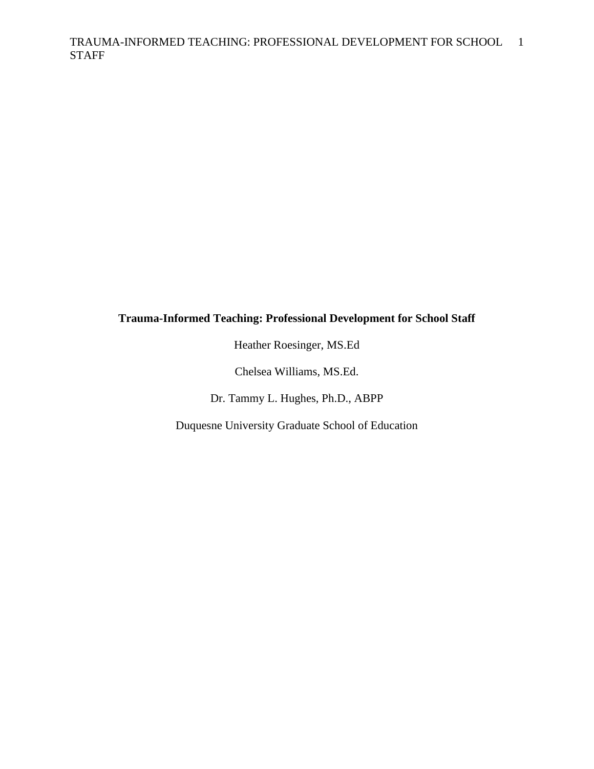**Trauma-Informed Teaching: Professional Development for School Staff**

Heather Roesinger, MS.Ed

Chelsea Williams, MS.Ed.

Dr. Tammy L. Hughes, Ph.D., ABPP

Duquesne University Graduate School of Education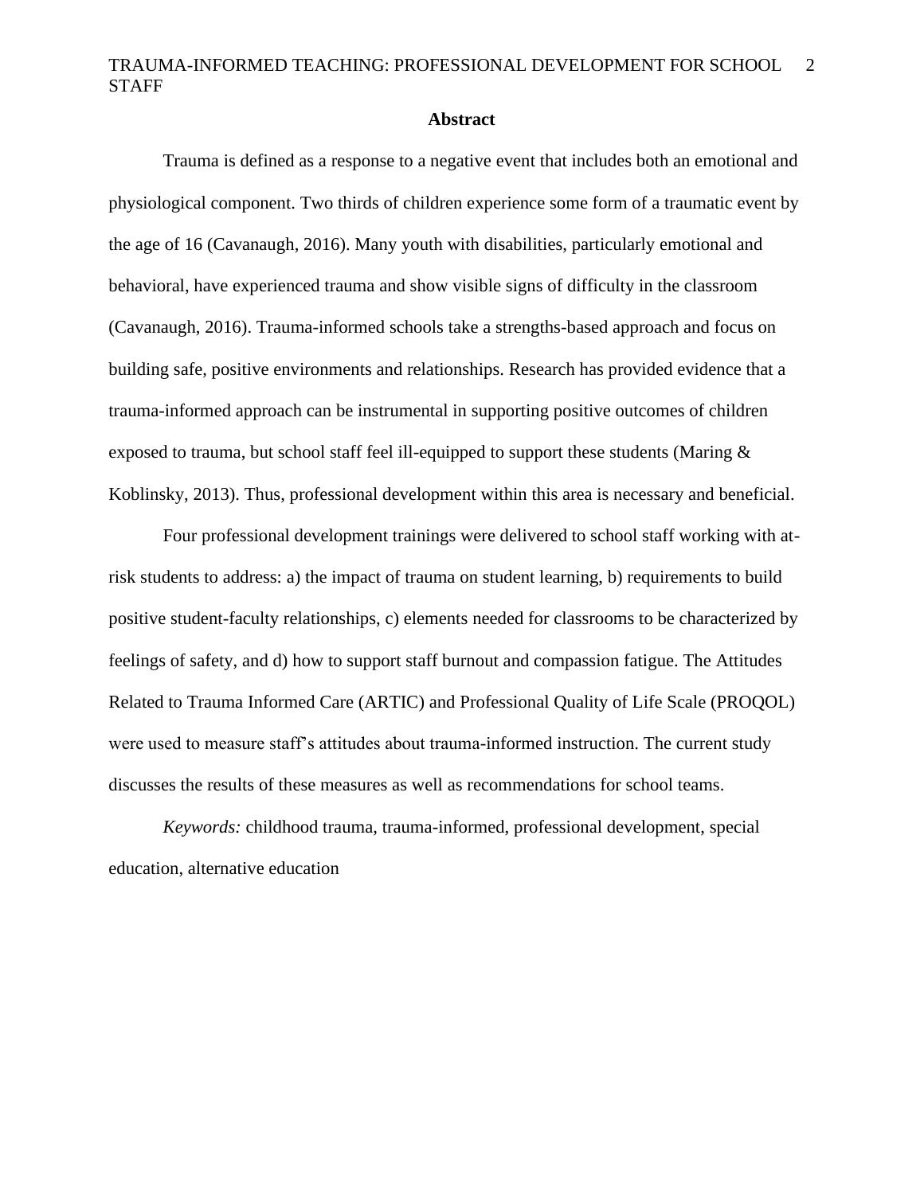## Abstract

Trauma is defined as a response to a negative event that includes both an emotional and physiological component. Two thirds of children experience some form of a traumatic event by the age of 16 (Cavanaugh, 2016). Many youth with disabilities, particularly emotional and behavioral, have experienced trauma and show visible signs of difficulty in the classroom (Cavanaugh, 2016). Trauma-informed schools take a strengths-based approach and focus on building safe, positive environments and relationships. Research has provided evidence that a trauma-informed approach can be instrumental in supporting positive outcomes of children exposed to trauma, but school staff feel ill-equipped to support these students (Maring & Koblinsky, 2013). Thus, professional development within this area is necessary and beneficial.

Four professional development trainings were delivered to school staff working with at-risk students to address: a) the impact of trauma on student learning, b) requirements to build positive student-faculty relationships, c) elements needed for classrooms to be characterized by feelings of safety, and d) how to support staff burnout and compassion fatigue. The Attitudes Related to Trauma Informed Care (ARTIC) and Professional Quality of Life Scale (PROQOL) were used to measure staff's attitudes about trauma-informed instruction. The current study discusses the results of these measures as well as recommendations for school teams.

*Keywords:* childhood trauma, trauma-informed, professional development, special education, alternative education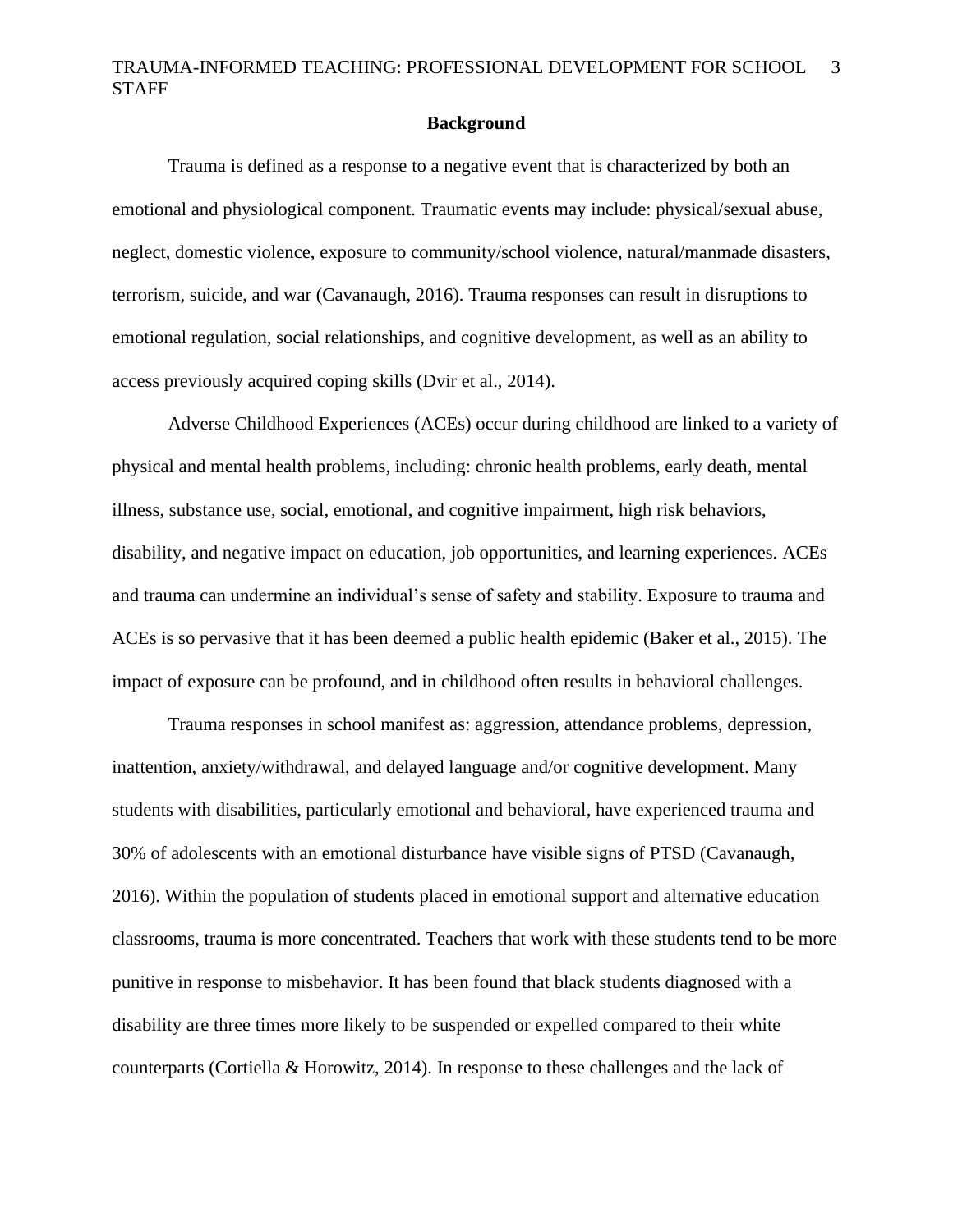## Background

Trauma is defined as a response to a negative event that is characterized by both an emotional and physiological component. Traumatic events may include: physical/sexual abuse, neglect, domestic violence, exposure to community/school violence, natural/manmade disasters, terrorism, suicide, and war (Cavanaugh, 2016). Trauma responses can result in disruptions to emotional regulation, social relationships, and cognitive development, as well as an ability to access previously acquired coping skills (Dvir et al., 2014).

Adverse Childhood Experiences (ACEs) occur during childhood are linked to a variety of physical and mental health problems, including: chronic health problems, early death, mental illness, substance use, social, emotional, and cognitive impairment, high risk behaviors, disability, and negative impact on education, job opportunities, and learning experiences. ACEs and trauma can undermine an individual's sense of safety and stability. Exposure to trauma and ACEs is so pervasive that it has been deemed a public health epidemic (Baker et al., 2015). The impact of exposure can be profound, and in childhood often results in behavioral challenges.

Trauma responses in school manifest as: aggression, attendance problems, depression, inattention, anxiety/withdrawal, and delayed language and/or cognitive development. Many students with disabilities, particularly emotional and behavioral, have experienced trauma and 30% of adolescents with an emotional disturbance have visible signs of PTSD (Cavanaugh, 2016). Within the population of students placed in emotional support and alternative education classrooms, trauma is more concentrated. Teachers that work with these students tend to be more punitive in response to misbehavior. It has been found that black students diagnosed with a disability are three times more likely to be suspended or expelled compared to their white counterparts (Cortiella & Horowitz, 2014). In response to these challenges and the lack of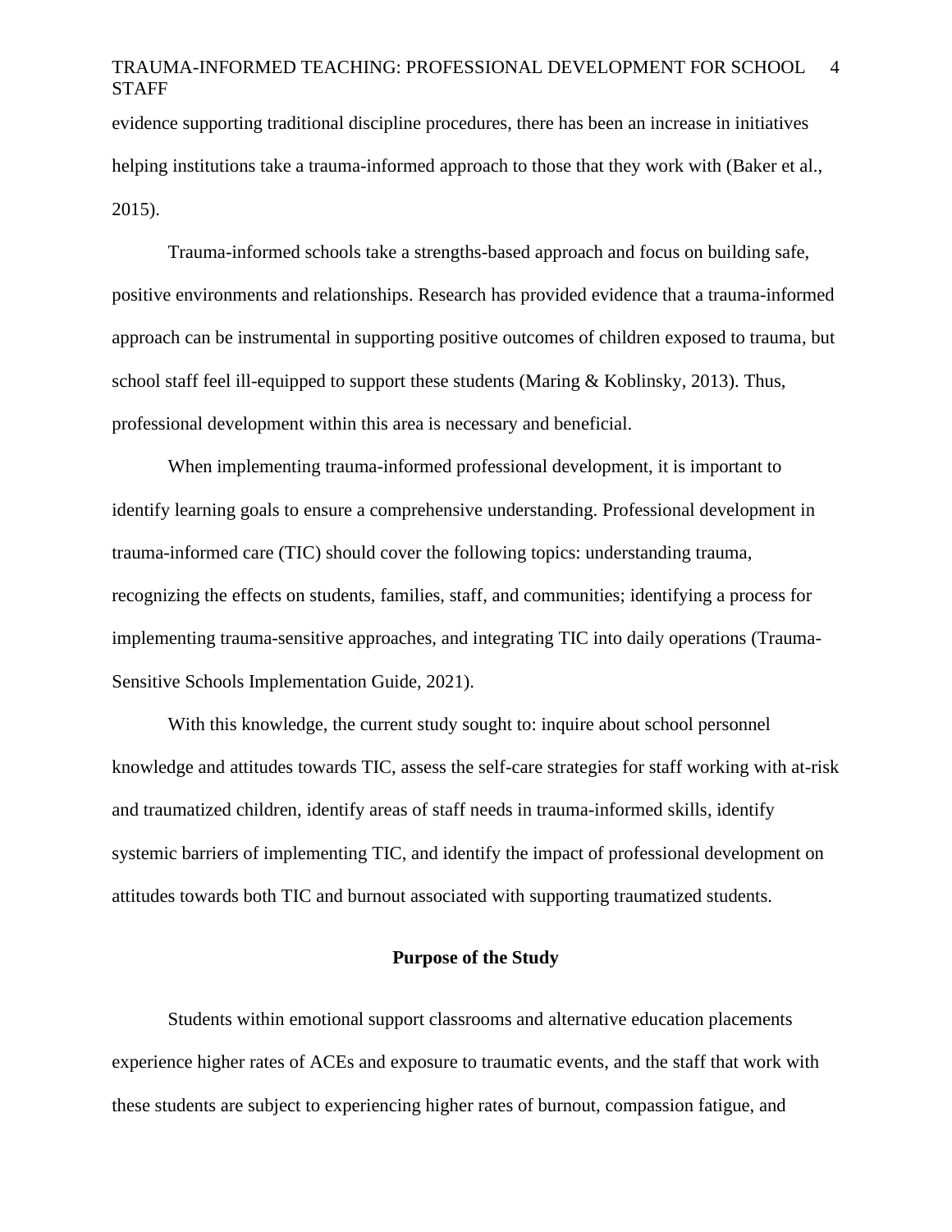evidence supporting traditional discipline procedures, there has been an increase in initiatives helping institutions take a trauma-informed approach to those that they work with (Baker et al., 2015).

Trauma-informed schools take a strengths-based approach and focus on building safe, positive environments and relationships. Research has provided evidence that a trauma-informed approach can be instrumental in supporting positive outcomes of children exposed to trauma, but school staff feel ill-equipped to support these students (Maring & Koblinsky, 2013). Thus, professional development within this area is necessary and beneficial.

When implementing trauma-informed professional development, it is important to identify learning goals to ensure a comprehensive understanding. Professional development in trauma-informed care (TIC) should cover the following topics: understanding trauma, recognizing the effects on students, families, staff, and communities; identifying a process for implementing trauma-sensitive approaches, and integrating TIC into daily operations (Trauma-Sensitive Schools Implementation Guide, 2021).

With this knowledge, the current study sought to: inquire about school personnel knowledge and attitudes towards TIC, assess the self-care strategies for staff working with at-risk and traumatized children, identify areas of staff needs in trauma-informed skills, identify systemic barriers of implementing TIC, and identify the impact of professional development on attitudes towards both TIC and burnout associated with supporting traumatized students.

## Purpose of the Study

Students within emotional support classrooms and alternative education placements experience higher rates of ACEs and exposure to traumatic events, and the staff that work with these students are subject to experiencing higher rates of burnout, compassion fatigue, and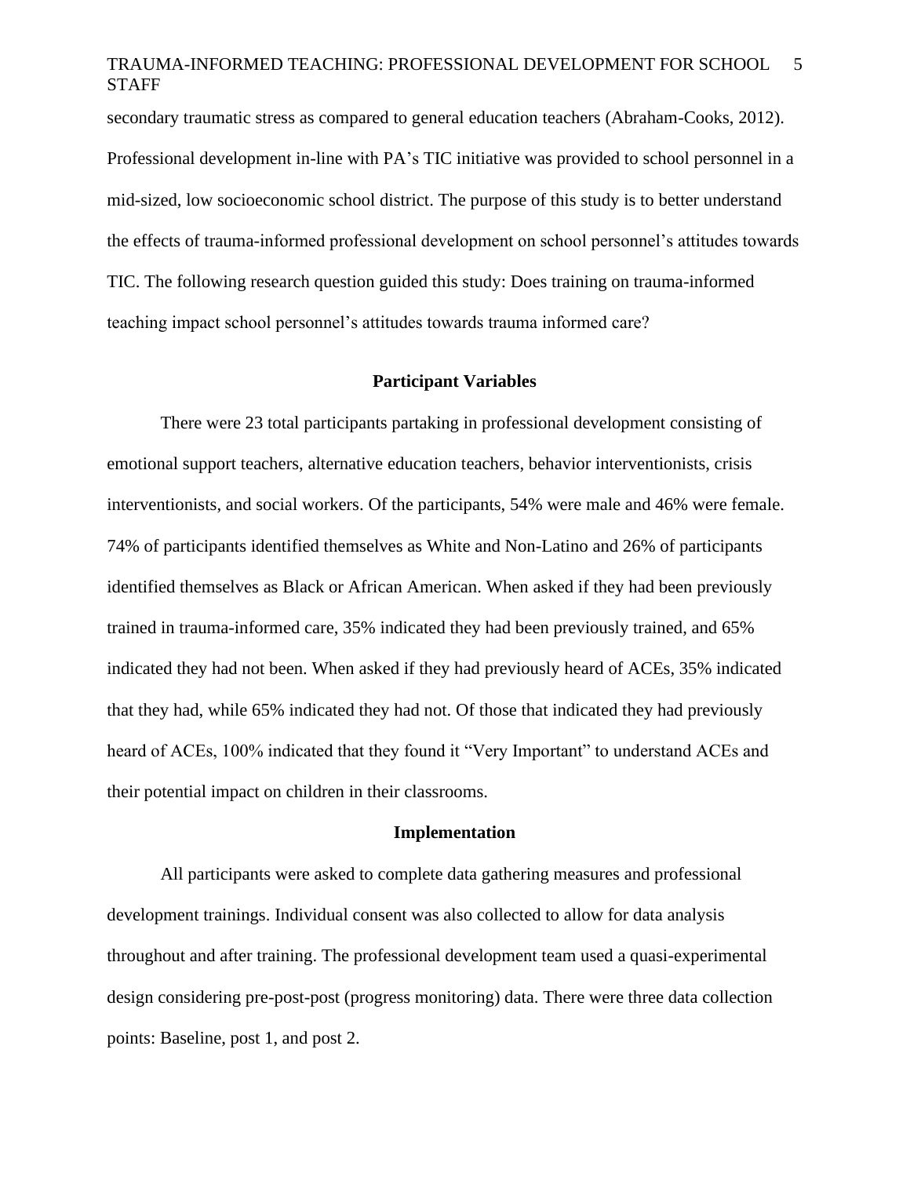secondary traumatic stress as compared to general education teachers (Abraham-Cooks, 2012). Professional development in-line with PA's TIC initiative was provided to school personnel in a mid-sized, low socioeconomic school district. The purpose of this study is to better understand the effects of trauma-informed professional development on school personnel's attitudes towards TIC. The following research question guided this study: Does training on trauma-informed teaching impact school personnel's attitudes towards trauma informed care?

## Participant Variables

There were 23 total participants partaking in professional development consisting of emotional support teachers, alternative education teachers, behavior interventionists, crisis interventionists, and social workers. Of the participants, 54% were male and 46% were female. 74% of participants identified themselves as White and Non-Latino and 26% of participants identified themselves as Black or African American. When asked if they had been previously trained in trauma-informed care, 35% indicated they had been previously trained, and 65% indicated they had not been. When asked if they had previously heard of ACEs, 35% indicated that they had, while 65% indicated they had not. Of those that indicated they had previously heard of ACEs, 100% indicated that they found it "Very Important" to understand ACEs and their potential impact on children in their classrooms.

## Implementation

All participants were asked to complete data gathering measures and professional development trainings. Individual consent was also collected to allow for data analysis throughout and after training. The professional development team used a quasi-experimental design considering pre-post-post (progress monitoring) data. There were three data collection points: Baseline, post 1, and post 2.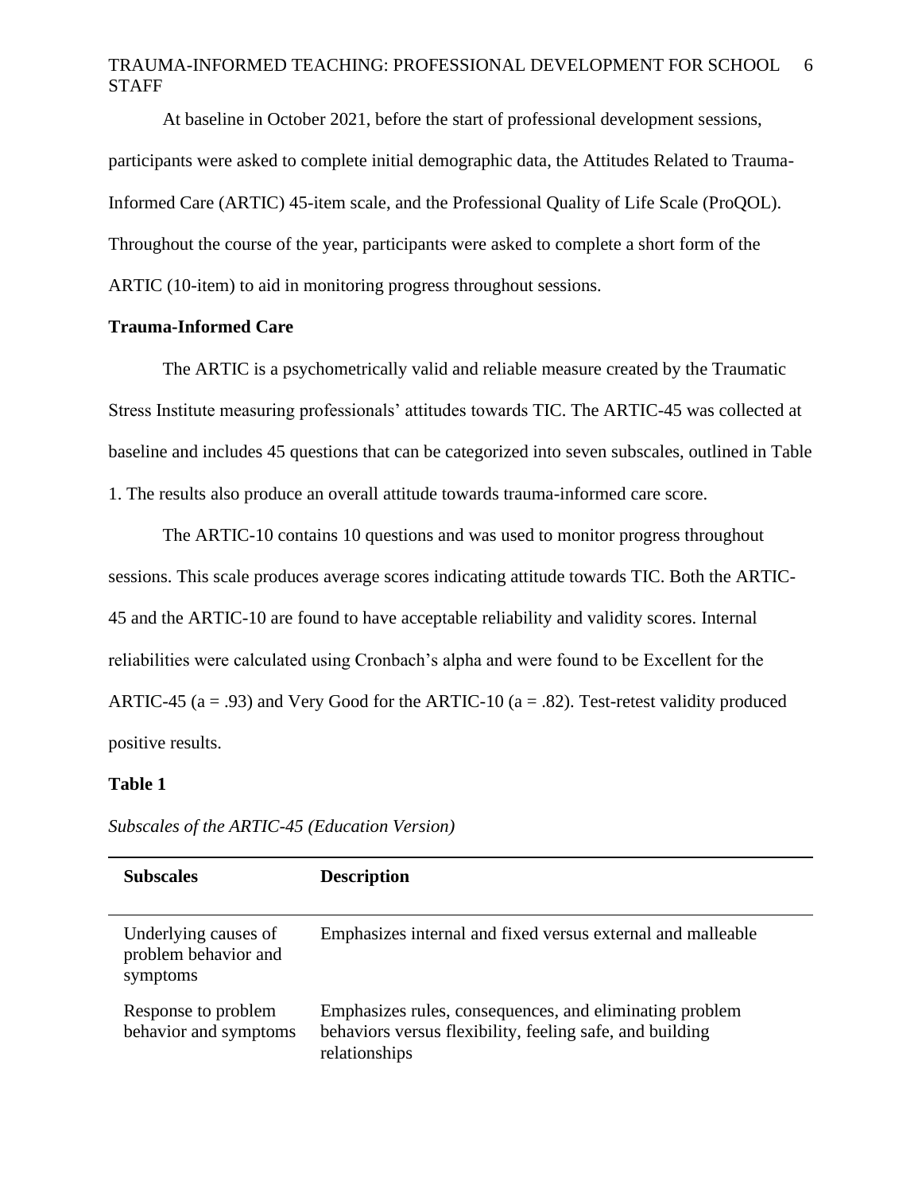At baseline in October 2021, before the start of professional development sessions, participants were asked to complete initial demographic data, the Attitudes Related to Trauma-Informed Care (ARTIC) 45-item scale, and the Professional Quality of Life Scale (ProQOL). Throughout the course of the year, participants were asked to complete a short form of the ARTIC (10-item) to aid in monitoring progress throughout sessions.

## Trauma-Informed Care

The ARTIC is a psychometrically valid and reliable measure created by the Traumatic Stress Institute measuring professionals' attitudes towards TIC. The ARTIC-45 was collected at baseline and includes 45 questions that can be categorized into seven subscales, outlined in Table 1. The results also produce an overall attitude towards trauma-informed care score.

The ARTIC-10 contains 10 questions and was used to monitor progress throughout sessions. This scale produces average scores indicating attitude towards TIC. Both the ARTIC-45 and the ARTIC-10 are found to have acceptable reliability and validity scores. Internal reliabilities were calculated using Cronbach's alpha and were found to be Excellent for the ARTIC-45 ($a = .93$) and Very Good for the ARTIC-10 ($a = .82$). Test-retest validity produced positive results.

**Table 1**

*Subscales of the ARTIC-45 (Education Version)*

| Subscales | Description |
|---|---|
| Underlying causes of problem behavior and symptoms | Emphasizes internal and fixed versus external and malleable |
| Response to problem behavior and symptoms | Emphasizes rules, consequences, and eliminating problem behaviors versus flexibility, feeling safe, and building relationships |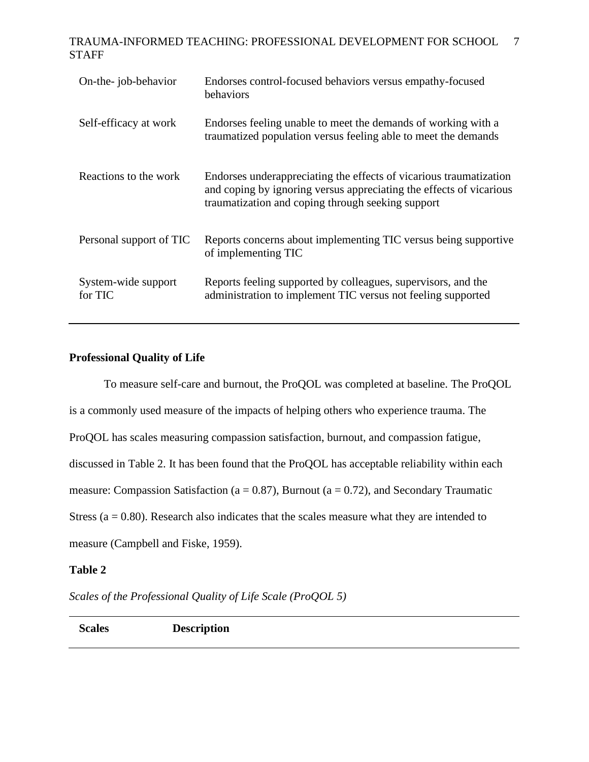| | |
|---|---|
| On-the- job-behavior | Endorses control-focused behaviors versus empathy-focused behaviors |
| Self-efficacy at work | Endorses feeling unable to meet the demands of working with a traumatized population versus feeling able to meet the demands |
| Reactions to the work | Endorses underappreciating the effects of vicarious traumatization and coping by ignoring versus appreciating the effects of vicarious traumatization and coping through seeking support |
| Personal support of TIC | Reports concerns about implementing TIC versus being supportive of implementing TIC |
| System-wide support for TIC | Reports feeling supported by colleagues, supervisors, and the administration to implement TIC versus not feeling supported |

**Professional Quality of Life**

To measure self-care and burnout, the ProQOL was completed at baseline. The ProQOL is a commonly used measure of the impacts of helping others who experience trauma. The ProQOL has scales measuring compassion satisfaction, burnout, and compassion fatigue, discussed in Table 2. It has been found that the ProQOL has acceptable reliability within each measure: Compassion Satisfaction (a = 0.87), Burnout (a = 0.72), and Secondary Traumatic Stress (a = 0.80). Research also indicates that the scales measure what they are intended to measure (Campbell and Fiske, 1959).

**Table 2**

*Scales of the Professional Quality of Life Scale (ProQOL 5)*

| **Scales** | **Description** |
|---|---|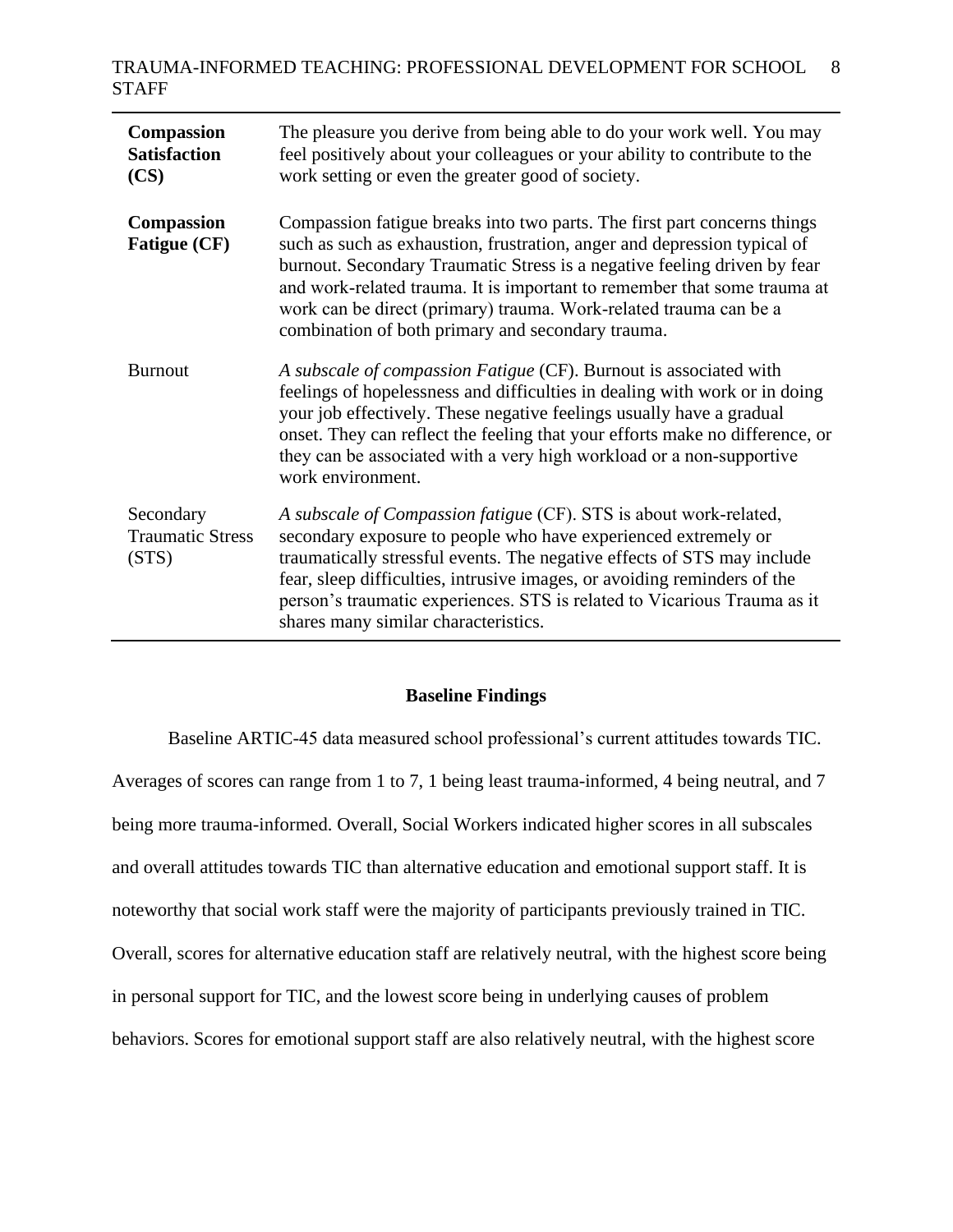| | |
|---|---|
| **Compassion Satisfaction (CS)** | The pleasure you derive from being able to do your work well. You may feel positively about your colleagues or your ability to contribute to the work setting or even the greater good of society. |
| **Compassion Fatigue (CF)** | Compassion fatigue breaks into two parts. The first part concerns things such as such as exhaustion, frustration, anger and depression typical of burnout. Secondary Traumatic Stress is a negative feeling driven by fear and work-related trauma. It is important to remember that some trauma at work can be direct (primary) trauma. Work-related trauma can be a combination of both primary and secondary trauma. |
| Burnout | *A subscale of compassion Fatigue* (CF). Burnout is associated with feelings of hopelessness and difficulties in dealing with work or in doing your job effectively. These negative feelings usually have a gradual onset. They can reflect the feeling that your efforts make no difference, or they can be associated with a very high workload or a non-supportive work environment. |
| Secondary Traumatic Stress (STS) | *A subscale of Compassion fatigue* (CF). STS is about work-related, secondary exposure to people who have experienced extremely or traumatically stressful events. The negative effects of STS may include fear, sleep difficulties, intrusive images, or avoiding reminders of the person's traumatic experiences. STS is related to Vicarious Trauma as it shares many similar characteristics. |

## Baseline Findings

Baseline ARTIC-45 data measured school professional's current attitudes towards TIC. Averages of scores can range from 1 to 7, 1 being least trauma-informed, 4 being neutral, and 7 being more trauma-informed. Overall, Social Workers indicated higher scores in all subscales and overall attitudes towards TIC than alternative education and emotional support staff. It is noteworthy that social work staff were the majority of participants previously trained in TIC. Overall, scores for alternative education staff are relatively neutral, with the highest score being in personal support for TIC, and the lowest score being in underlying causes of problem behaviors. Scores for emotional support staff are also relatively neutral, with the highest score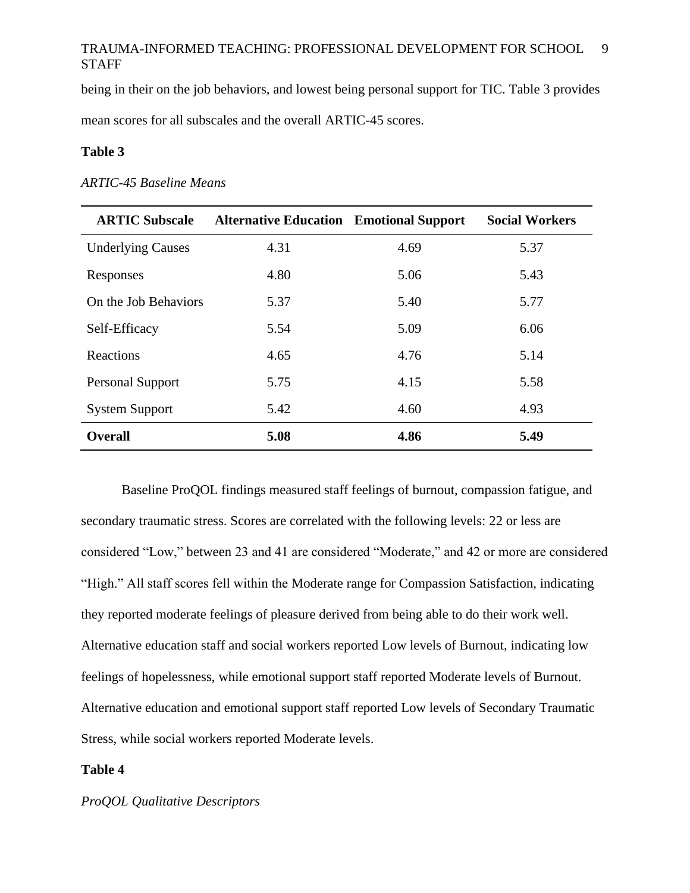being in their on the job behaviors, and lowest being personal support for TIC. Table 3 provides mean scores for all subscales and the overall ARTIC-45 scores.

**Table 3**

*ARTIC-45 Baseline Means*

| ARTIC Subscale | Alternative Education | Emotional Support | Social Workers |
|---|---|---|---|
| Underlying Causes | 4.31 | 4.69 | 5.37 |
| Responses | 4.80 | 5.06 | 5.43 |
| On the Job Behaviors | 5.37 | 5.40 | 5.77 |
| Self-Efficacy | 5.54 | 5.09 | 6.06 |
| Reactions | 4.65 | 4.76 | 5.14 |
| Personal Support | 5.75 | 4.15 | 5.58 |
| System Support | 5.42 | 4.60 | 4.93 |
| **Overall** | **5.08** | **4.86** | **5.49** |

Baseline ProQOL findings measured staff feelings of burnout, compassion fatigue, and secondary traumatic stress. Scores are correlated with the following levels: 22 or less are considered "Low," between 23 and 41 are considered "Moderate," and 42 or more are considered "High." All staff scores fell within the Moderate range for Compassion Satisfaction, indicating they reported moderate feelings of pleasure derived from being able to do their work well. Alternative education staff and social workers reported Low levels of Burnout, indicating low feelings of hopelessness, while emotional support staff reported Moderate levels of Burnout. Alternative education and emotional support staff reported Low levels of Secondary Traumatic Stress, while social workers reported Moderate levels.

**Table 4**

*ProQOL Qualitative Descriptors*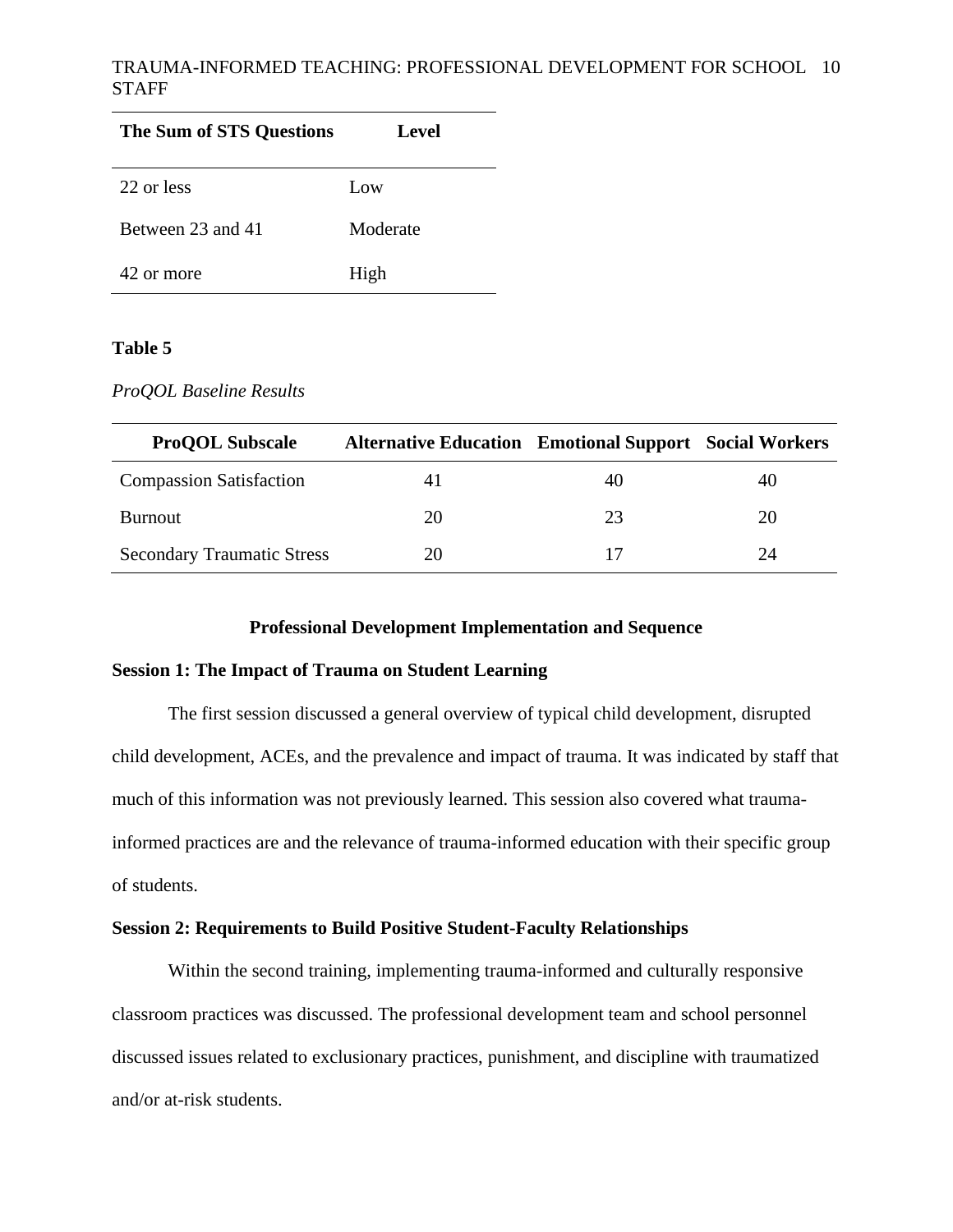| The Sum of STS Questions | Level |
|---|---|
| 22 or less | Low |
| Between 23 and 41 | Moderate |
| 42 or more | High |

**Table 5**

*ProQOL Baseline Results*

| ProQOL Subscale | Alternative Education | Emotional Support | Social Workers |
|---|---|---|---|
| Compassion Satisfaction | 41 | 40 | 40 |
| Burnout | 20 | 23 | 20 |
| Secondary Traumatic Stress | 20 | 17 | 24 |

## Professional Development Implementation and Sequence

### Session 1: The Impact of Trauma on Student Learning

The first session discussed a general overview of typical child development, disrupted child development, ACEs, and the prevalence and impact of trauma. It was indicated by staff that much of this information was not previously learned. This session also covered what trauma-informed practices are and the relevance of trauma-informed education with their specific group of students.

### Session 2: Requirements to Build Positive Student-Faculty Relationships

Within the second training, implementing trauma-informed and culturally responsive classroom practices was discussed. The professional development team and school personnel discussed issues related to exclusionary practices, punishment, and discipline with traumatized and/or at-risk students.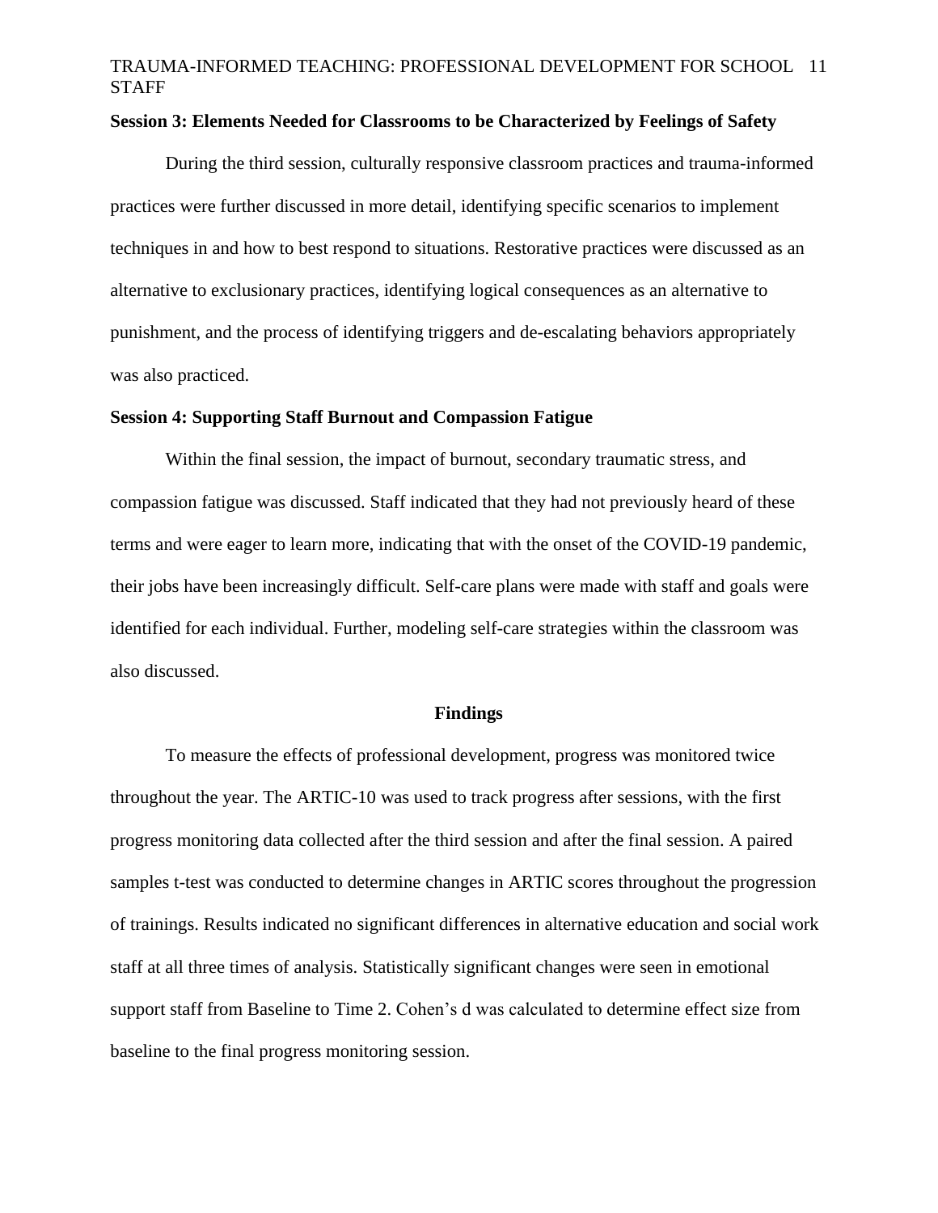**Session 3: Elements Needed for Classrooms to be Characterized by Feelings of Safety**

During the third session, culturally responsive classroom practices and trauma-informed practices were further discussed in more detail, identifying specific scenarios to implement techniques in and how to best respond to situations. Restorative practices were discussed as an alternative to exclusionary practices, identifying logical consequences as an alternative to punishment, and the process of identifying triggers and de-escalating behaviors appropriately was also practiced.

**Session 4: Supporting Staff Burnout and Compassion Fatigue**

Within the final session, the impact of burnout, secondary traumatic stress, and compassion fatigue was discussed. Staff indicated that they had not previously heard of these terms and were eager to learn more, indicating that with the onset of the COVID-19 pandemic, their jobs have been increasingly difficult. Self-care plans were made with staff and goals were identified for each individual. Further, modeling self-care strategies within the classroom was also discussed.

## Findings

To measure the effects of professional development, progress was monitored twice throughout the year. The ARTIC-10 was used to track progress after sessions, with the first progress monitoring data collected after the third session and after the final session. A paired samples t-test was conducted to determine changes in ARTIC scores throughout the progression of trainings. Results indicated no significant differences in alternative education and social work staff at all three times of analysis. Statistically significant changes were seen in emotional support staff from Baseline to Time 2. Cohen's d was calculated to determine effect size from baseline to the final progress monitoring session.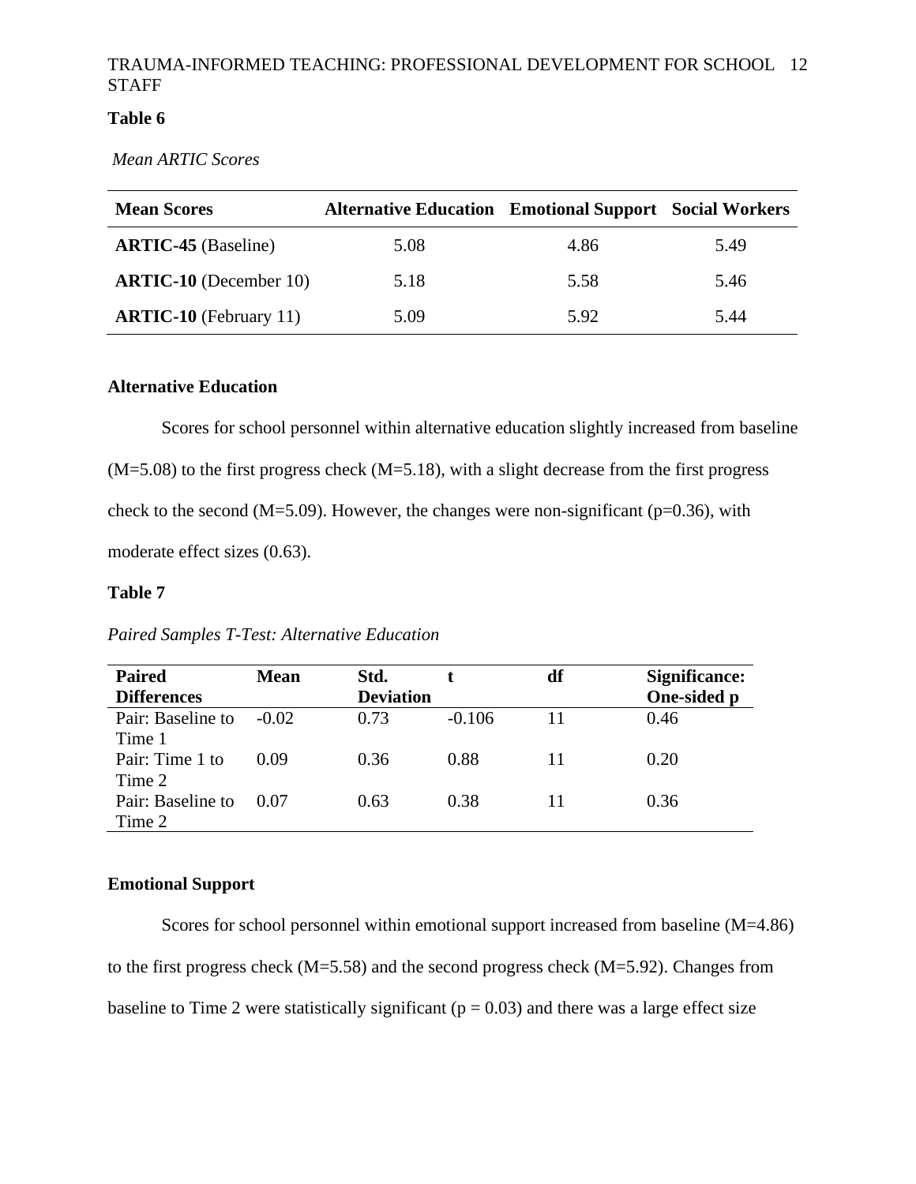**Table 6**

*Mean ARTIC Scores*

| Mean Scores | Alternative Education | Emotional Support | Social Workers |
|---|---|---|---|
| **ARTIC-45** (Baseline) | 5.08 | 4.86 | 5.49 |
| **ARTIC-10** (December 10) | 5.18 | 5.58 | 5.46 |
| **ARTIC-10** (February 11) | 5.09 | 5.92 | 5.44 |

### Alternative Education

Scores for school personnel within alternative education slightly increased from baseline (M=5.08) to the first progress check (M=5.18), with a slight decrease from the first progress check to the second (M=5.09). However, the changes were non-significant ($p=0.36$), with moderate effect sizes (0.63).

**Table 7**

*Paired Samples T-Test: Alternative Education*

| Paired Differences | Mean | Std. Deviation | t | df | Significance: One-sided p |
|---|---|---|---|---|---|
| Pair: Baseline to Time 1 | -0.02 | 0.73 | -0.106 | 11 | 0.46 |
| Pair: Time 1 to Time 2 | 0.09 | 0.36 | 0.88 | 11 | 0.20 |
| Pair: Baseline to Time 2 | 0.07 | 0.63 | 0.38 | 11 | 0.36 |

### Emotional Support

Scores for school personnel within emotional support increased from baseline (M=4.86) to the first progress check (M=5.58) and the second progress check (M=5.92). Changes from baseline to Time 2 were statistically significant ($p = 0.03$) and there was a large effect size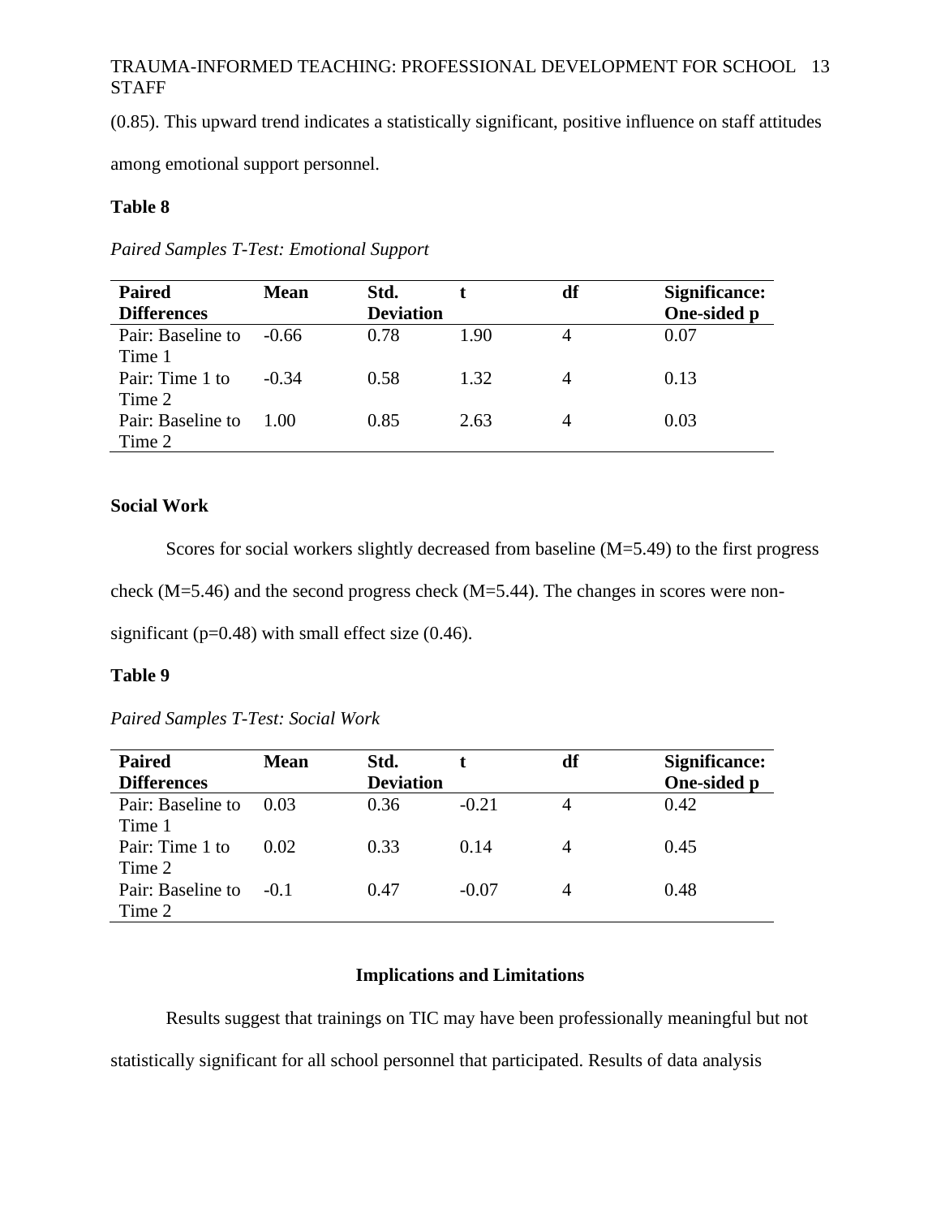(0.85). This upward trend indicates a statistically significant, positive influence on staff attitudes among emotional support personnel.

**Table 8**

*Paired Samples T-Test: Emotional Support*

| Paired Differences | Mean | Std. Deviation | t | df | Significance: One-sided p |
|---|---|---|---|---|---|
| Pair: Baseline to Time 1 | -0.66 | 0.78 | 1.90 | 4 | 0.07 |
| Pair: Time 1 to Time 2 | -0.34 | 0.58 | 1.32 | 4 | 0.13 |
| Pair: Baseline to Time 2 | 1.00 | 0.85 | 2.63 | 4 | 0.03 |

**Social Work**

Scores for social workers slightly decreased from baseline (M=5.49) to the first progress check (M=5.46) and the second progress check (M=5.44). The changes in scores were non-significant (p=0.48) with small effect size (0.46).

**Table 9**

*Paired Samples T-Test: Social Work*

| Paired Differences | Mean | Std. Deviation | t | df | Significance: One-sided p |
|---|---|---|---|---|---|
| Pair: Baseline to Time 1 | 0.03 | 0.36 | -0.21 | 4 | 0.42 |
| Pair: Time 1 to Time 2 | 0.02 | 0.33 | 0.14 | 4 | 0.45 |
| Pair: Baseline to Time 2 | -0.1 | 0.47 | -0.07 | 4 | 0.48 |

## Implications and Limitations

Results suggest that trainings on TIC may have been professionally meaningful but not statistically significant for all school personnel that participated. Results of data analysis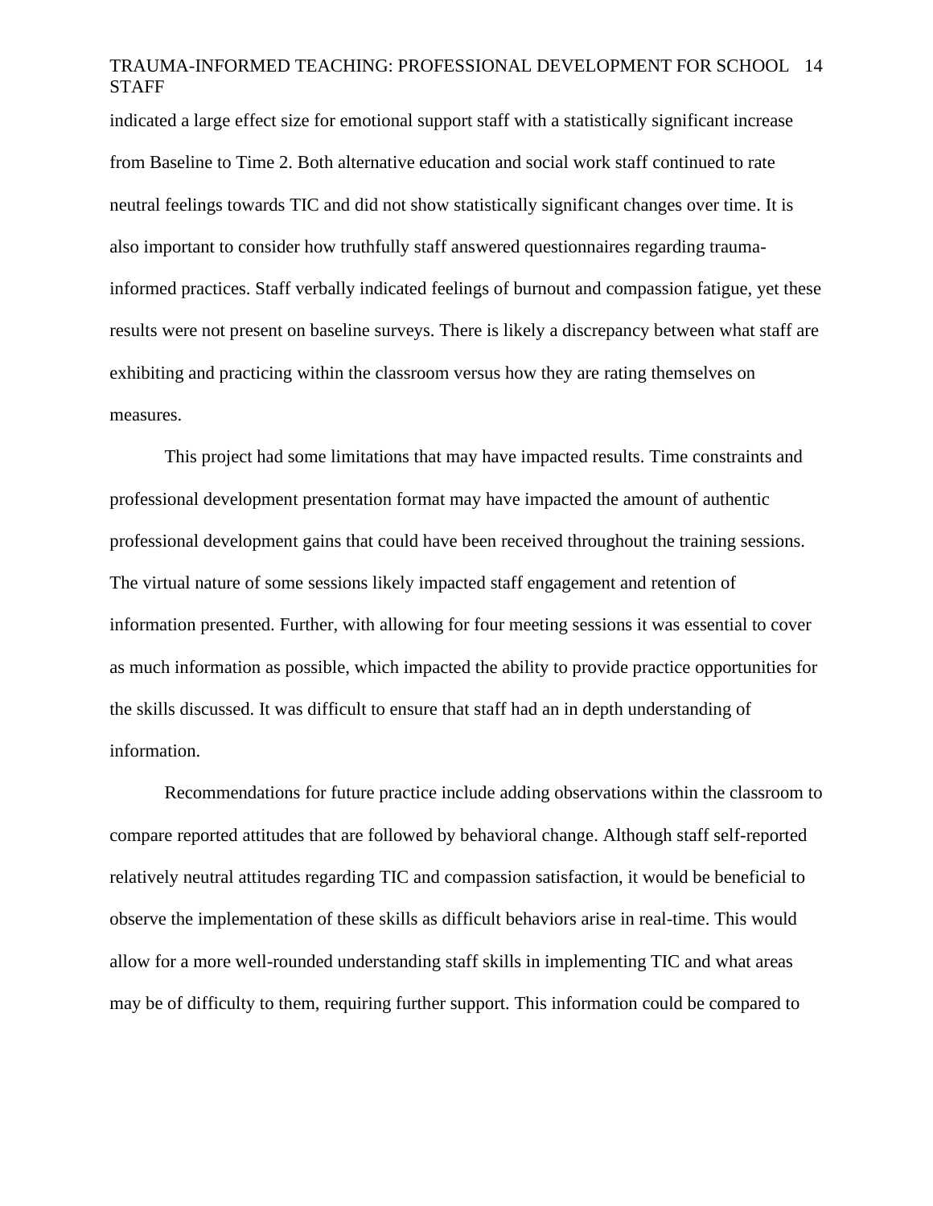indicated a large effect size for emotional support staff with a statistically significant increase from Baseline to Time 2. Both alternative education and social work staff continued to rate neutral feelings towards TIC and did not show statistically significant changes over time. It is also important to consider how truthfully staff answered questionnaires regarding trauma-informed practices. Staff verbally indicated feelings of burnout and compassion fatigue, yet these results were not present on baseline surveys. There is likely a discrepancy between what staff are exhibiting and practicing within the classroom versus how they are rating themselves on measures.

This project had some limitations that may have impacted results. Time constraints and professional development presentation format may have impacted the amount of authentic professional development gains that could have been received throughout the training sessions. The virtual nature of some sessions likely impacted staff engagement and retention of information presented. Further, with allowing for four meeting sessions it was essential to cover as much information as possible, which impacted the ability to provide practice opportunities for the skills discussed. It was difficult to ensure that staff had an in depth understanding of information.

Recommendations for future practice include adding observations within the classroom to compare reported attitudes that are followed by behavioral change. Although staff self-reported relatively neutral attitudes regarding TIC and compassion satisfaction, it would be beneficial to observe the implementation of these skills as difficult behaviors arise in real-time. This would allow for a more well-rounded understanding staff skills in implementing TIC and what areas may be of difficulty to them, requiring further support. This information could be compared to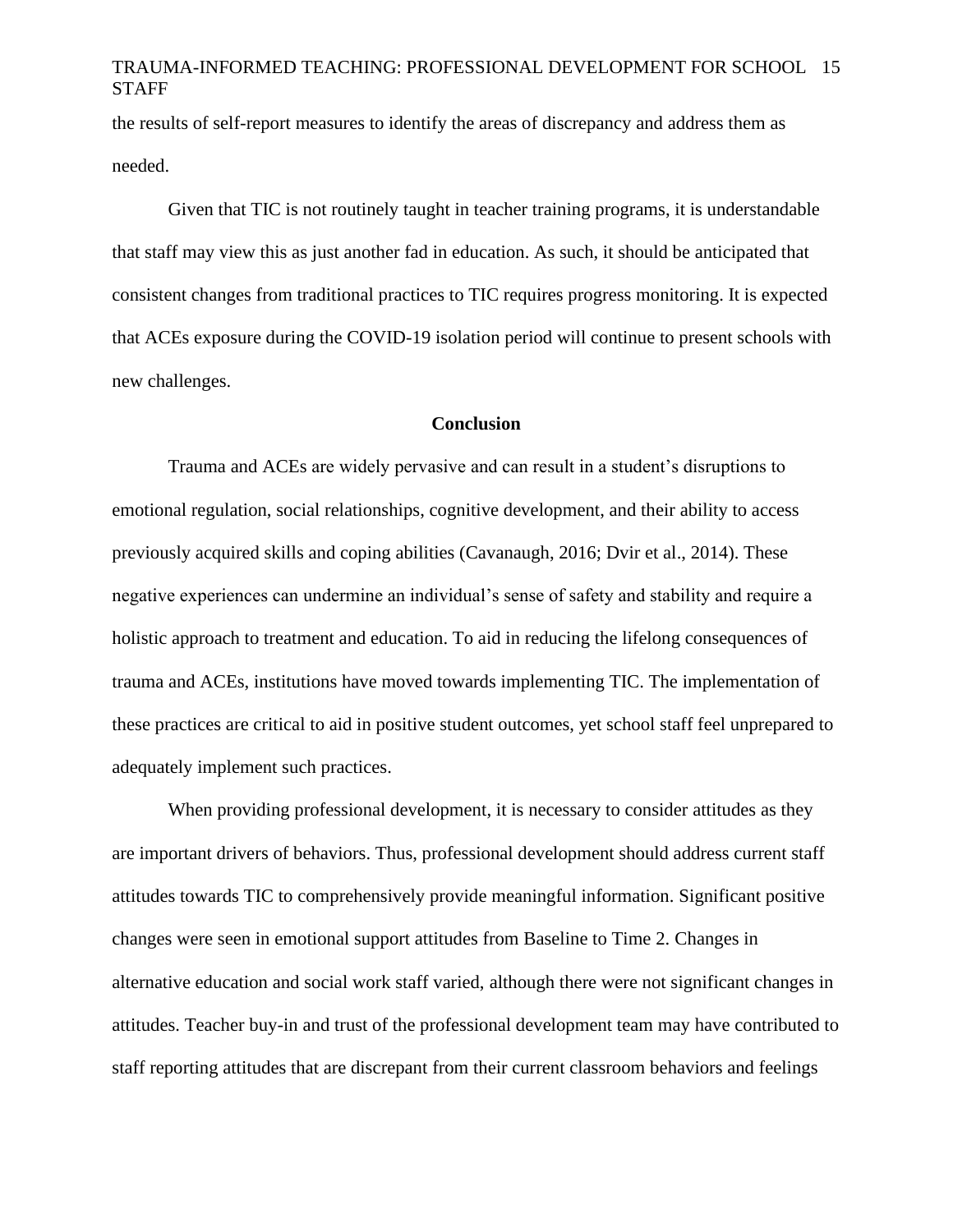the results of self-report measures to identify the areas of discrepancy and address them as needed.

Given that TIC is not routinely taught in teacher training programs, it is understandable that staff may view this as just another fad in education. As such, it should be anticipated that consistent changes from traditional practices to TIC requires progress monitoring. It is expected that ACEs exposure during the COVID-19 isolation period will continue to present schools with new challenges.

## Conclusion

Trauma and ACEs are widely pervasive and can result in a student's disruptions to emotional regulation, social relationships, cognitive development, and their ability to access previously acquired skills and coping abilities (Cavanaugh, 2016; Dvir et al., 2014). These negative experiences can undermine an individual's sense of safety and stability and require a holistic approach to treatment and education. To aid in reducing the lifelong consequences of trauma and ACEs, institutions have moved towards implementing TIC. The implementation of these practices are critical to aid in positive student outcomes, yet school staff feel unprepared to adequately implement such practices.

When providing professional development, it is necessary to consider attitudes as they are important drivers of behaviors. Thus, professional development should address current staff attitudes towards TIC to comprehensively provide meaningful information. Significant positive changes were seen in emotional support attitudes from Baseline to Time 2. Changes in alternative education and social work staff varied, although there were not significant changes in attitudes. Teacher buy-in and trust of the professional development team may have contributed to staff reporting attitudes that are discrepant from their current classroom behaviors and feelings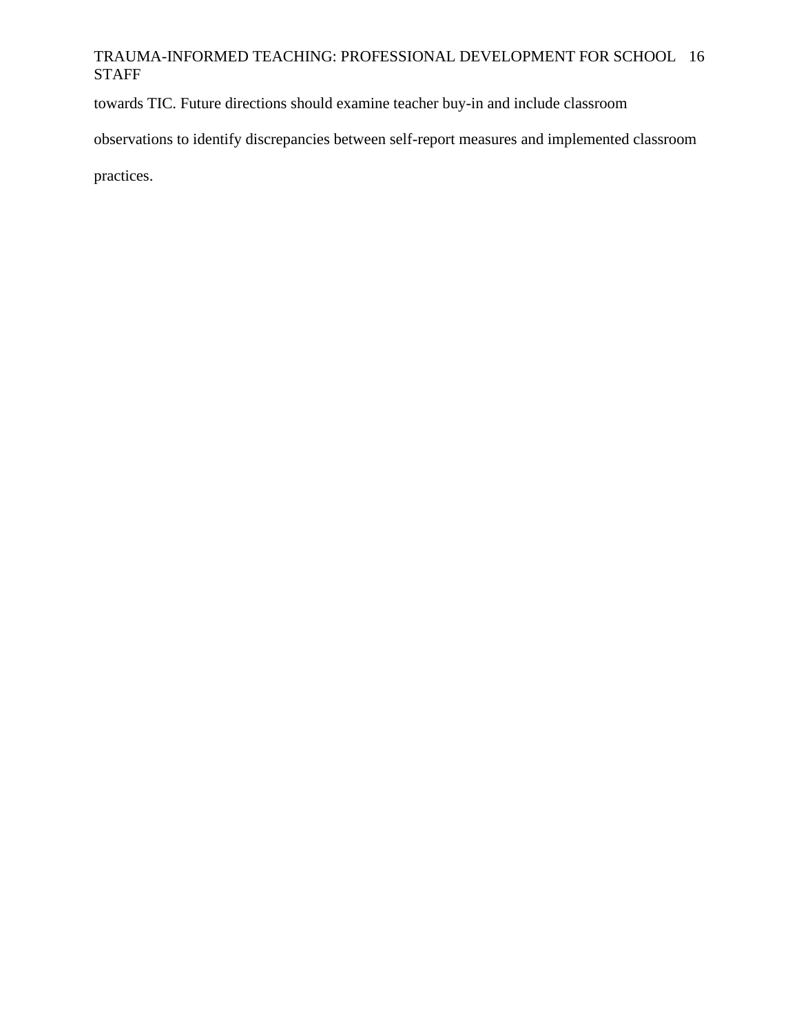towards TIC. Future directions should examine teacher buy-in and include classroom observations to identify discrepancies between self-report measures and implemented classroom practices.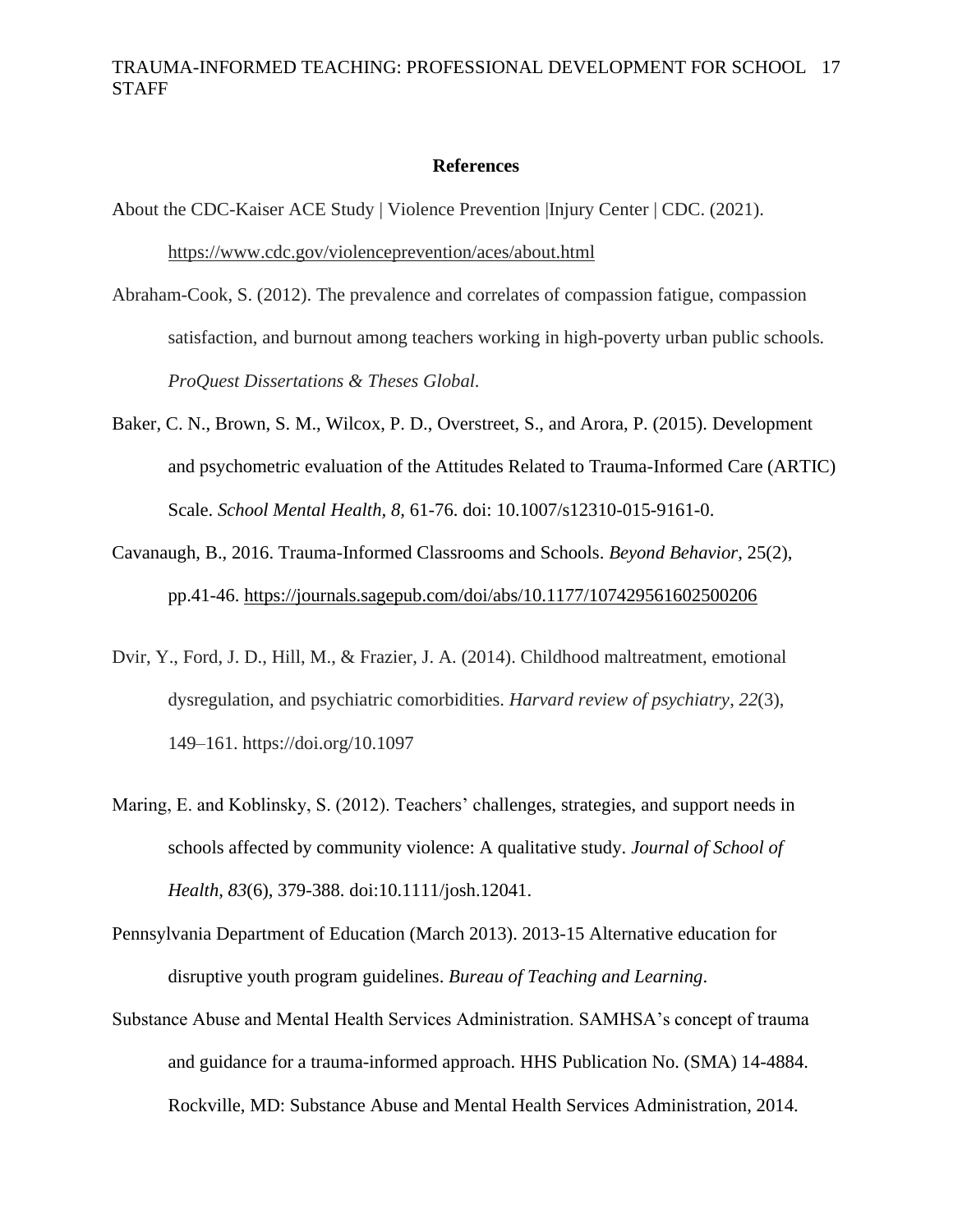## References

About the CDC-Kaiser ACE Study | Violence Prevention |Injury Center | CDC. (2021). https://www.cdc.gov/violenceprevention/aces/about.html

Abraham-Cook, S. (2012). The prevalence and correlates of compassion fatigue, compassion satisfaction, and burnout among teachers working in high-poverty urban public schools. *ProQuest Dissertations & Theses Global.*

Baker, C. N., Brown, S. M., Wilcox, P. D., Overstreet, S., and Arora, P. (2015). Development and psychometric evaluation of the Attitudes Related to Trauma-Informed Care (ARTIC) Scale. *School Mental Health*, *8*, 61-76. doi: 10.1007/s12310-015-9161-0.

Cavanaugh, B., 2016. Trauma-Informed Classrooms and Schools. *Beyond Behavior*, 25(2), pp.41-46. https://journals.sagepub.com/doi/abs/10.1177/107429561602500206

Dvir, Y., Ford, J. D., Hill, M., & Frazier, J. A. (2014). Childhood maltreatment, emotional dysregulation, and psychiatric comorbidities. *Harvard review of psychiatry*, *22*(3), 149–161. https://doi.org/10.1097

Maring, E. and Koblinsky, S. (2012). Teachers' challenges, strategies, and support needs in schools affected by community violence: A qualitative study. *Journal of School of Health, 83*(6), 379-388. doi:10.1111/josh.12041.

Pennsylvania Department of Education (March 2013). 2013-15 Alternative education for disruptive youth program guidelines. *Bureau of Teaching and Learning*.

Substance Abuse and Mental Health Services Administration. SAMHSA's concept of trauma and guidance for a trauma-informed approach. HHS Publication No. (SMA) 14-4884. Rockville, MD: Substance Abuse and Mental Health Services Administration, 2014.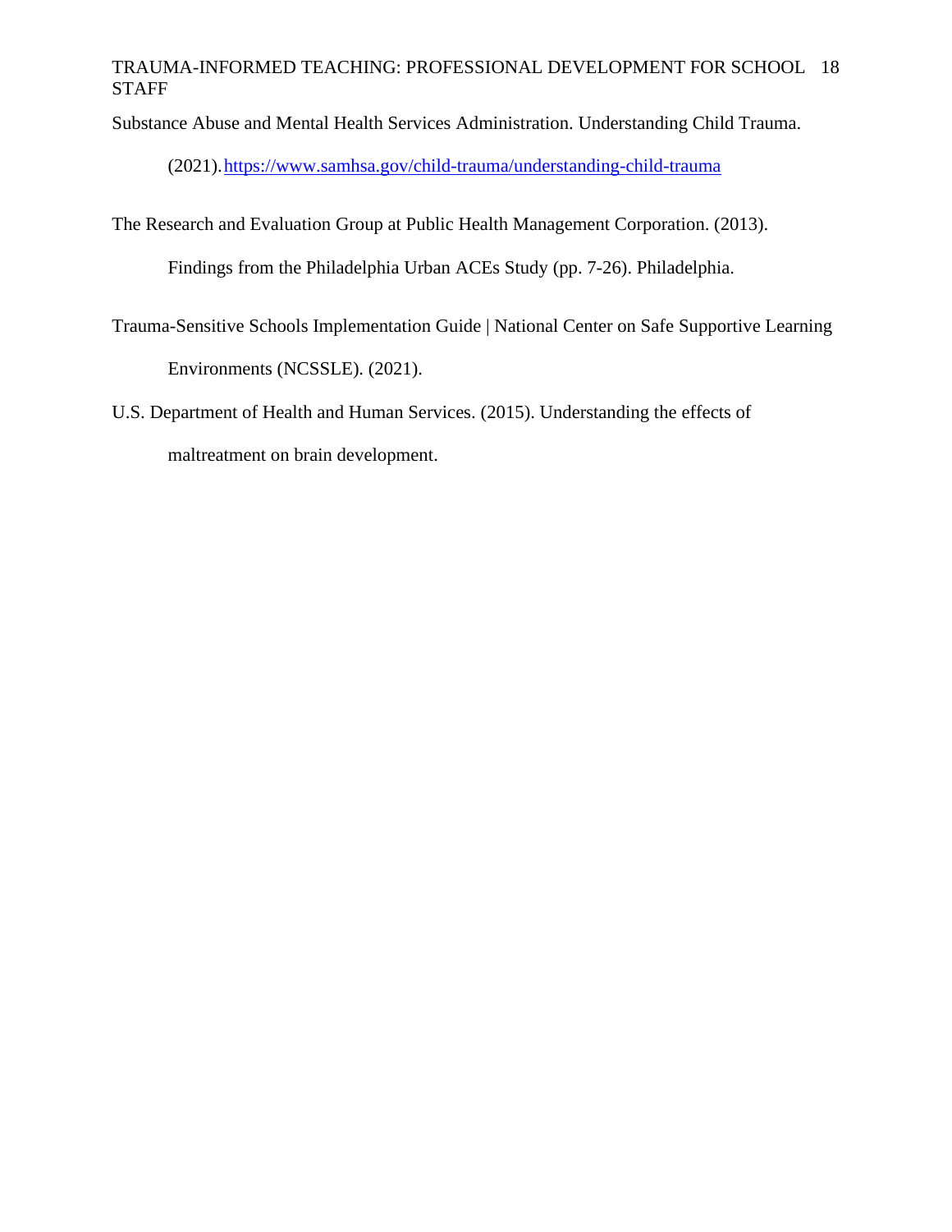Substance Abuse and Mental Health Services Administration. Understanding Child Trauma. (2021). https://www.samhsa.gov/child-trauma/understanding-child-trauma

The Research and Evaluation Group at Public Health Management Corporation. (2013). Findings from the Philadelphia Urban ACEs Study (pp. 7-26). Philadelphia.

Trauma-Sensitive Schools Implementation Guide | National Center on Safe Supportive Learning Environments (NCSSLE). (2021).

U.S. Department of Health and Human Services. (2015). Understanding the effects of maltreatment on brain development.